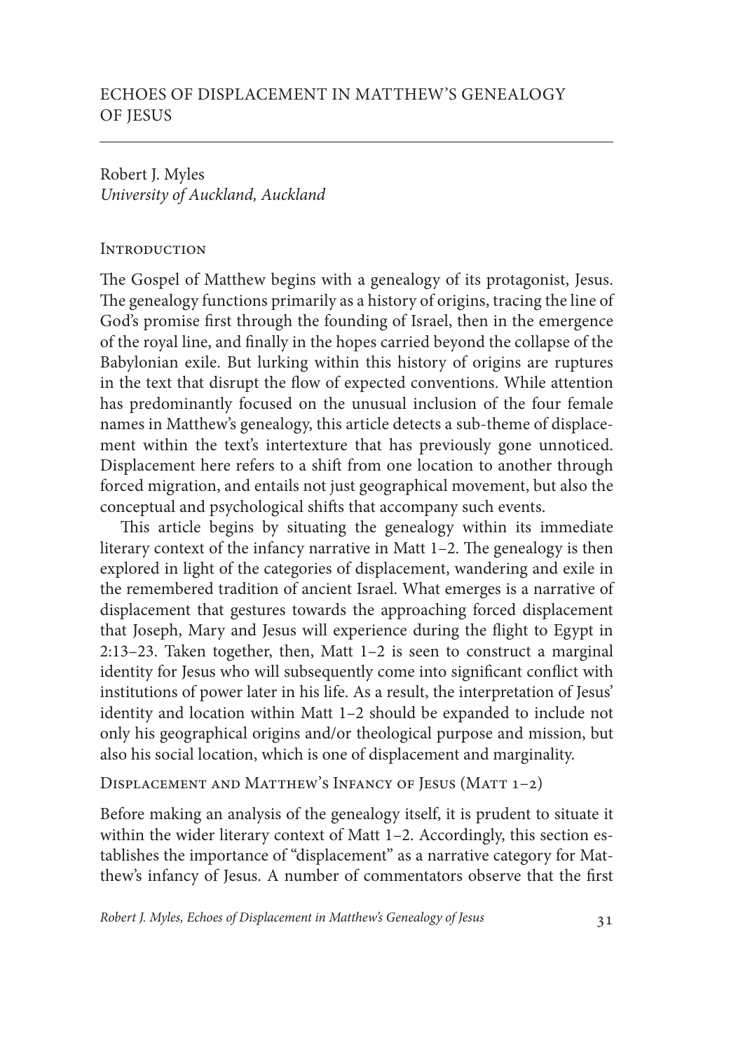# ECHOES OF DISPLACEMENT IN MATTHEW'S GENEALOGY OF JESUS

Robert J. Myles
*University of Auckland, Auckland*

## Introduction

The Gospel of Matthew begins with a genealogy of its protagonist, Jesus. The genealogy functions primarily as a history of origins, tracing the line of God's promise first through the founding of Israel, then in the emergence of the royal line, and finally in the hopes carried beyond the collapse of the Babylonian exile. But lurking within this history of origins are ruptures in the text that disrupt the flow of expected conventions. While attention has predominantly focused on the unusual inclusion of the four female names in Matthew's genealogy, this article detects a sub-theme of displacement within the text's intertexture that has previously gone unnoticed. Displacement here refers to a shift from one location to another through forced migration, and entails not just geographical movement, but also the conceptual and psychological shifts that accompany such events.

This article begins by situating the genealogy within its immediate literary context of the infancy narrative in Matt 1–2. The genealogy is then explored in light of the categories of displacement, wandering and exile in the remembered tradition of ancient Israel. What emerges is a narrative of displacement that gestures towards the approaching forced displacement that Joseph, Mary and Jesus will experience during the flight to Egypt in 2:13–23. Taken together, then, Matt 1–2 is seen to construct a marginal identity for Jesus who will subsequently come into significant conflict with institutions of power later in his life. As a result, the interpretation of Jesus' identity and location within Matt 1–2 should be expanded to include not only his geographical origins and/or theological purpose and mission, but also his social location, which is one of displacement and marginality.

## Displacement and Matthew's Infancy of Jesus (Matt 1–2)

Before making an analysis of the genealogy itself, it is prudent to situate it within the wider literary context of Matt 1–2. Accordingly, this section establishes the importance of "displacement" as a narrative category for Matthew's infancy of Jesus. A number of commentators observe that the first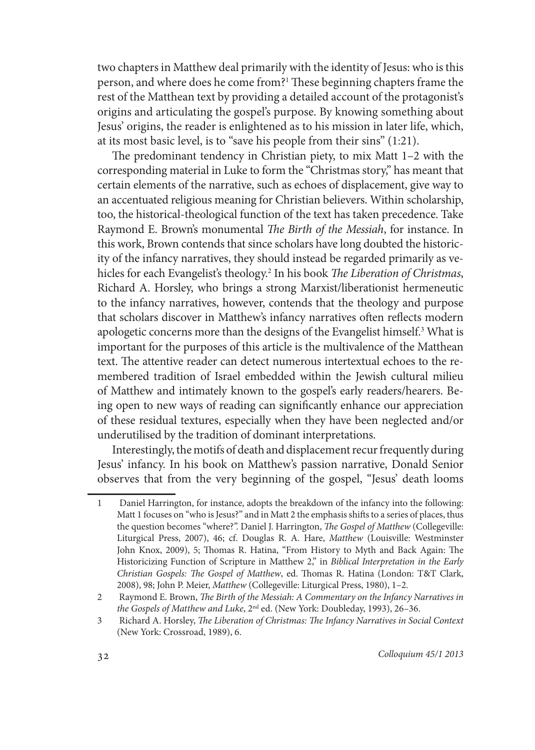two chapters in Matthew deal primarily with the identity of Jesus: who is this person, and where does he come from?[1] These beginning chapters frame the rest of the Matthean text by providing a detailed account of the protagonist's origins and articulating the gospel's purpose. By knowing something about Jesus' origins, the reader is enlightened as to his mission in later life, which, at its most basic level, is to "save his people from their sins" (1:21).

The predominant tendency in Christian piety, to mix Matt 1–2 with the corresponding material in Luke to form the "Christmas story," has meant that certain elements of the narrative, such as echoes of displacement, give way to an accentuated religious meaning for Christian believers. Within scholarship, too, the historical-theological function of the text has taken precedence. Take Raymond E. Brown's monumental *The Birth of the Messiah*, for instance. In this work, Brown contends that since scholars have long doubted the historicity of the infancy narratives, they should instead be regarded primarily as vehicles for each Evangelist's theology.[2] In his book *The Liberation of Christmas*, Richard A. Horsley, who brings a strong Marxist/liberationist hermeneutic to the infancy narratives, however, contends that the theology and purpose that scholars discover in Matthew's infancy narratives often reflects modern apologetic concerns more than the designs of the Evangelist himself.[3] What is important for the purposes of this article is the multivalence of the Matthean text. The attentive reader can detect numerous intertextual echoes to the remembered tradition of Israel embedded within the Jewish cultural milieu of Matthew and intimately known to the gospel's early readers/hearers. Being open to new ways of reading can significantly enhance our appreciation of these residual textures, especially when they have been neglected and/or underutilised by the tradition of dominant interpretations.

Interestingly, the motifs of death and displacement recur frequently during Jesus' infancy. In his book on Matthew's passion narrative, Donald Senior observes that from the very beginning of the gospel, "Jesus' death looms

---

1 Daniel Harrington, for instance, adopts the breakdown of the infancy into the following: Matt 1 focuses on "who is Jesus?" and in Matt 2 the emphasis shifts to a series of places, thus the question becomes "where?". Daniel J. Harrington, *The Gospel of Matthew* (Collegeville: Liturgical Press, 2007), 46; cf. Douglas R. A. Hare, *Matthew* (Louisville: Westminster John Knox, 2009), 5; Thomas R. Hatina, "From History to Myth and Back Again: The Historicizing Function of Scripture in Matthew 2," in *Biblical Interpretation in the Early Christian Gospels: The Gospel of Matthew*, ed. Thomas R. Hatina (London: T&T Clark, 2008), 98; John P. Meier, *Matthew* (Collegeville: Liturgical Press, 1980), 1–2.

2 Raymond E. Brown, *The Birth of the Messiah: A Commentary on the Infancy Narratives in the Gospels of Matthew and Luke*, 2nd ed. (New York: Doubleday, 1993), 26–36.

3 Richard A. Horsley, *The Liberation of Christmas: The Infancy Narratives in Social Context* (New York: Crossroad, 1989), 6.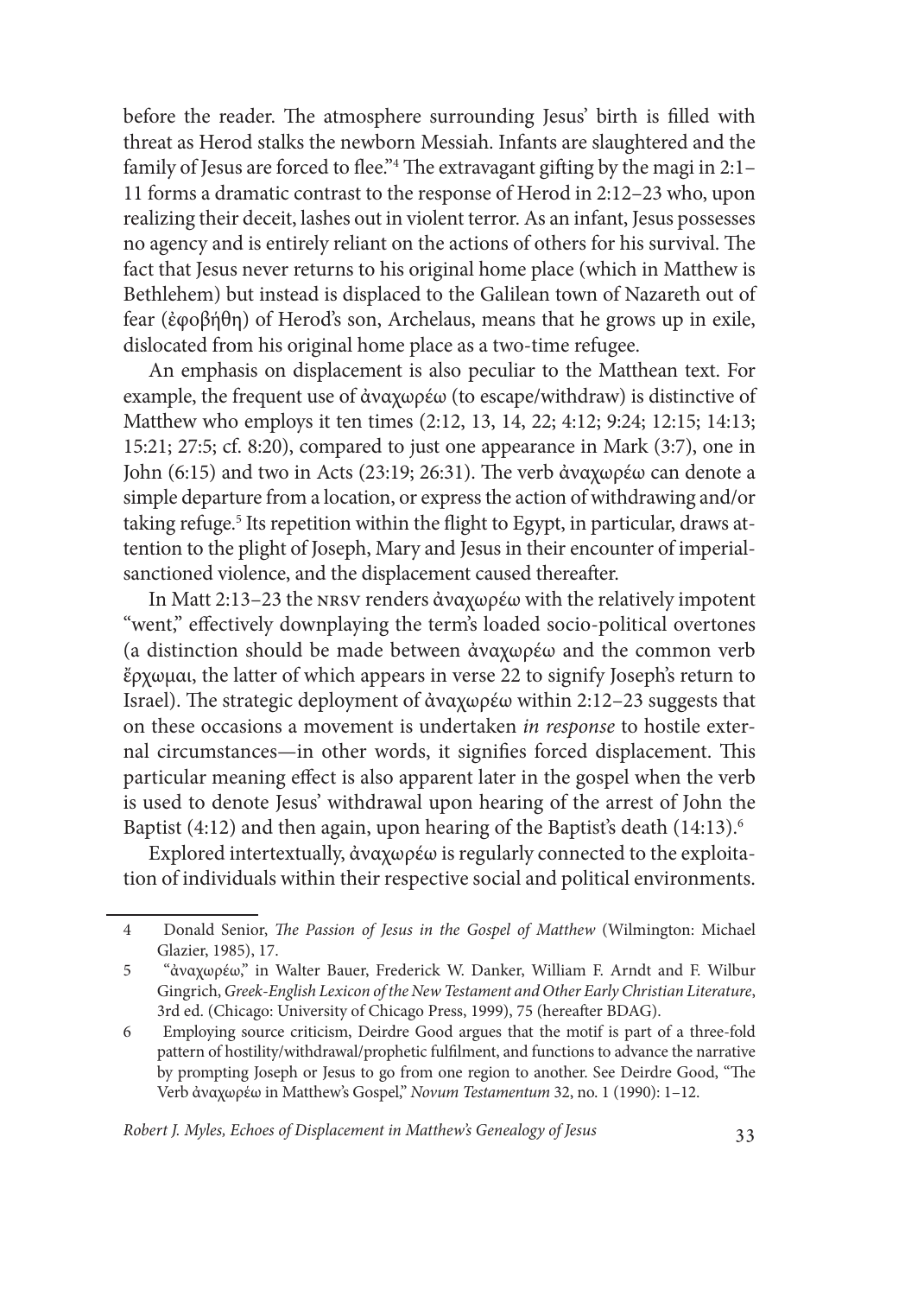before the reader. The atmosphere surrounding Jesus' birth is filled with threat as Herod stalks the newborn Messiah. Infants are slaughtered and the family of Jesus are forced to flee."[4] The extravagant gifting by the magi in 2:1–11 forms a dramatic contrast to the response of Herod in 2:12–23 who, upon realizing their deceit, lashes out in violent terror. As an infant, Jesus possesses no agency and is entirely reliant on the actions of others for his survival. The fact that Jesus never returns to his original home place (which in Matthew is Bethlehem) but instead is displaced to the Galilean town of Nazareth out of fear (ἐφοβήθη) of Herod's son, Archelaus, means that he grows up in exile, dislocated from his original home place as a two-time refugee.

An emphasis on displacement is also peculiar to the Matthean text. For example, the frequent use of ἀναχωρέω (to escape/withdraw) is distinctive of Matthew who employs it ten times (2:12, 13, 14, 22; 4:12; 9:24; 12:15; 14:13; 15:21; 27:5; cf. 8:20), compared to just one appearance in Mark (3:7), one in John (6:15) and two in Acts (23:19; 26:31). The verb ἀναχωρέω can denote a simple departure from a location, or express the action of withdrawing and/or taking refuge.[5] Its repetition within the flight to Egypt, in particular, draws attention to the plight of Joseph, Mary and Jesus in their encounter of imperial-sanctioned violence, and the displacement caused thereafter.

In Matt 2:13–23 the NRSV renders ἀναχωρέω with the relatively impotent "went," effectively downplaying the term's loaded socio-political overtones (a distinction should be made between ἀναχωρέω and the common verb ἔρχωμαι, the latter of which appears in verse 22 to signify Joseph's return to Israel). The strategic deployment of ἀναχωρέω within 2:12–23 suggests that on these occasions a movement is undertaken *in response* to hostile external circumstances—in other words, it signifies forced displacement. This particular meaning effect is also apparent later in the gospel when the verb is used to denote Jesus' withdrawal upon hearing of the arrest of John the Baptist (4:12) and then again, upon hearing of the Baptist's death (14:13).[6]

Explored intertextually, ἀναχωρέω is regularly connected to the exploitation of individuals within their respective social and political environments.

---

4 Donald Senior, *The Passion of Jesus in the Gospel of Matthew* (Wilmington: Michael Glazier, 1985), 17.

5 "ἀναχωρέω," in Walter Bauer, Frederick W. Danker, William F. Arndt and F. Wilbur Gingrich, *Greek-English Lexicon of the New Testament and Other Early Christian Literature*, 3rd ed. (Chicago: University of Chicago Press, 1999), 75 (hereafter BDAG).

6 Employing source criticism, Deirdre Good argues that the motif is part of a three-fold pattern of hostility/withdrawal/prophetic fulfilment, and functions to advance the narrative by prompting Joseph or Jesus to go from one region to another. See Deirdre Good, "The Verb ἀναχωρέω in Matthew's Gospel," *Novum Testamentum* 32, no. 1 (1990): 1–12.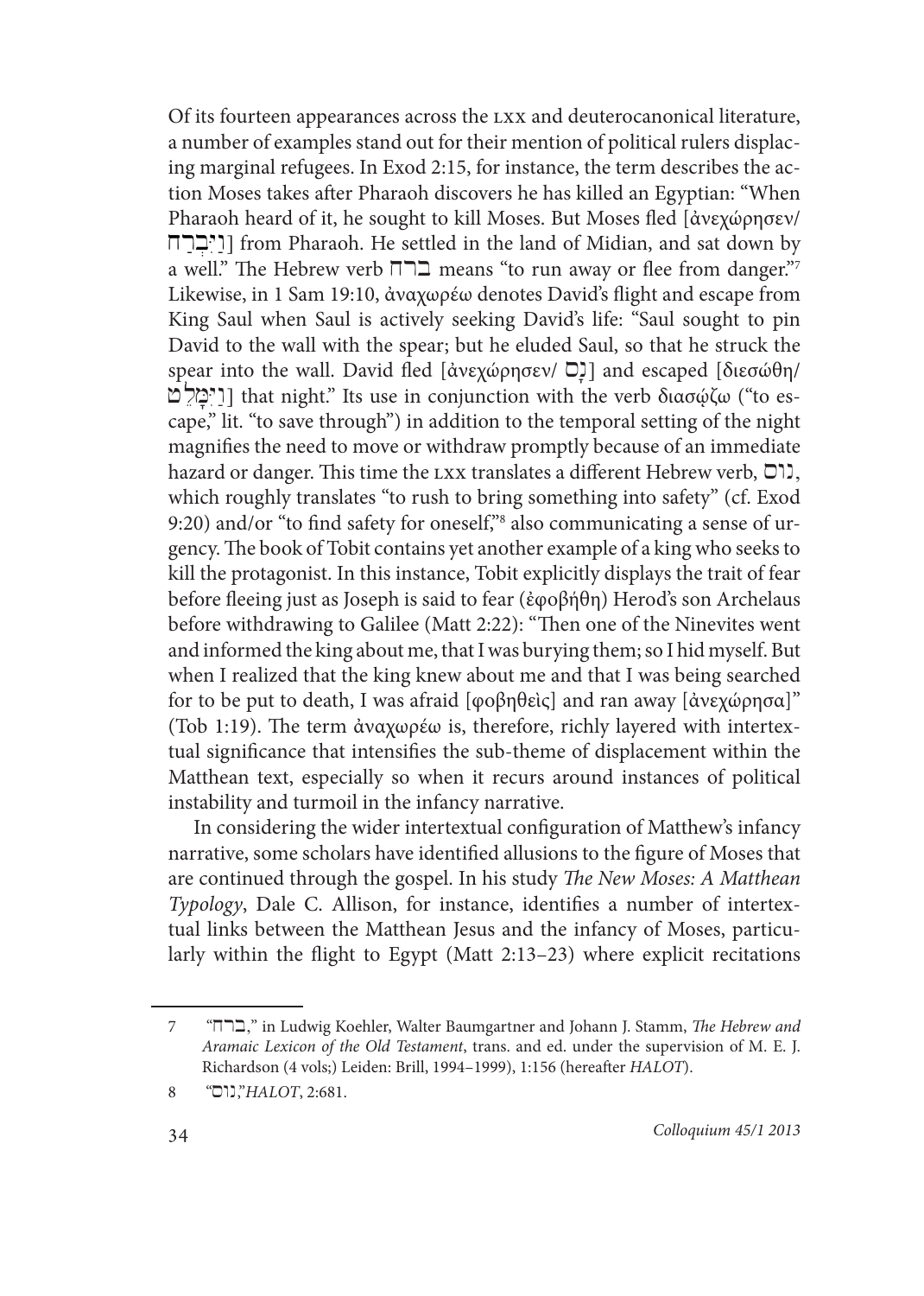Of its fourteen appearances across the LXX and deuterocanonical literature, a number of examples stand out for their mention of political rulers displacing marginal refugees. In Exod 2:15, for instance, the term describes the action Moses takes after Pharaoh discovers he has killed an Egyptian: "When Pharaoh heard of it, he sought to kill Moses. But Moses fled [ἀνεχώρησεν/ וַיִּבְרַח] from Pharaoh. He settled in the land of Midian, and sat down by a well." The Hebrew verb ברח means "to run away or flee from danger."[7] Likewise, in 1 Sam 19:10, ἀναχωρέω denotes David's flight and escape from King Saul when Saul is actively seeking David's life: "Saul sought to pin David to the wall with the spear; but he eluded Saul, so that he struck the spear into the wall. David fled [ἀνεχώρησεν/ נָס] and escaped [διεσώθη/ וַיִּמָּלֵט] that night." Its use in conjunction with the verb διασῴζω ("to escape," lit. "to save through") in addition to the temporal setting of the night magnifies the need to move or withdraw promptly because of an immediate hazard or danger. This time the LXX translates a different Hebrew verb, נוס, which roughly translates "to rush to bring something into safety" (cf. Exod 9:20) and/or "to find safety for oneself,"[8] also communicating a sense of urgency. The book of Tobit contains yet another example of a king who seeks to kill the protagonist. In this instance, Tobit explicitly displays the trait of fear before fleeing just as Joseph is said to fear (ἐφοβήθη) Herod's son Archelaus before withdrawing to Galilee (Matt 2:22): "Then one of the Ninevites went and informed the king about me, that I was burying them; so I hid myself. But when I realized that the king knew about me and that I was being searched for to be put to death, I was afraid [φοβηθεὶς] and ran away [ἀνεχώρησα]" (Tob 1:19). The term ἀναχωρέω is, therefore, richly layered with intertextual significance that intensifies the sub-theme of displacement within the Matthean text, especially so when it recurs around instances of political instability and turmoil in the infancy narrative.

In considering the wider intertextual configuration of Matthew's infancy narrative, some scholars have identified allusions to the figure of Moses that are continued through the gospel. In his study *The New Moses: A Matthean Typology*, Dale C. Allison, for instance, identifies a number of intertextual links between the Matthean Jesus and the infancy of Moses, particularly within the flight to Egypt (Matt 2:13–23) where explicit recitations

---

7 "ברח," in Ludwig Koehler, Walter Baumgartner and Johann J. Stamm, *The Hebrew and Aramaic Lexicon of the Old Testament*, trans. and ed. under the supervision of M. E. J. Richardson (4 vols;) Leiden: Brill, 1994–1999), 1:156 (hereafter *HALOT*).

8 "נוס," *HALOT*, 2:681.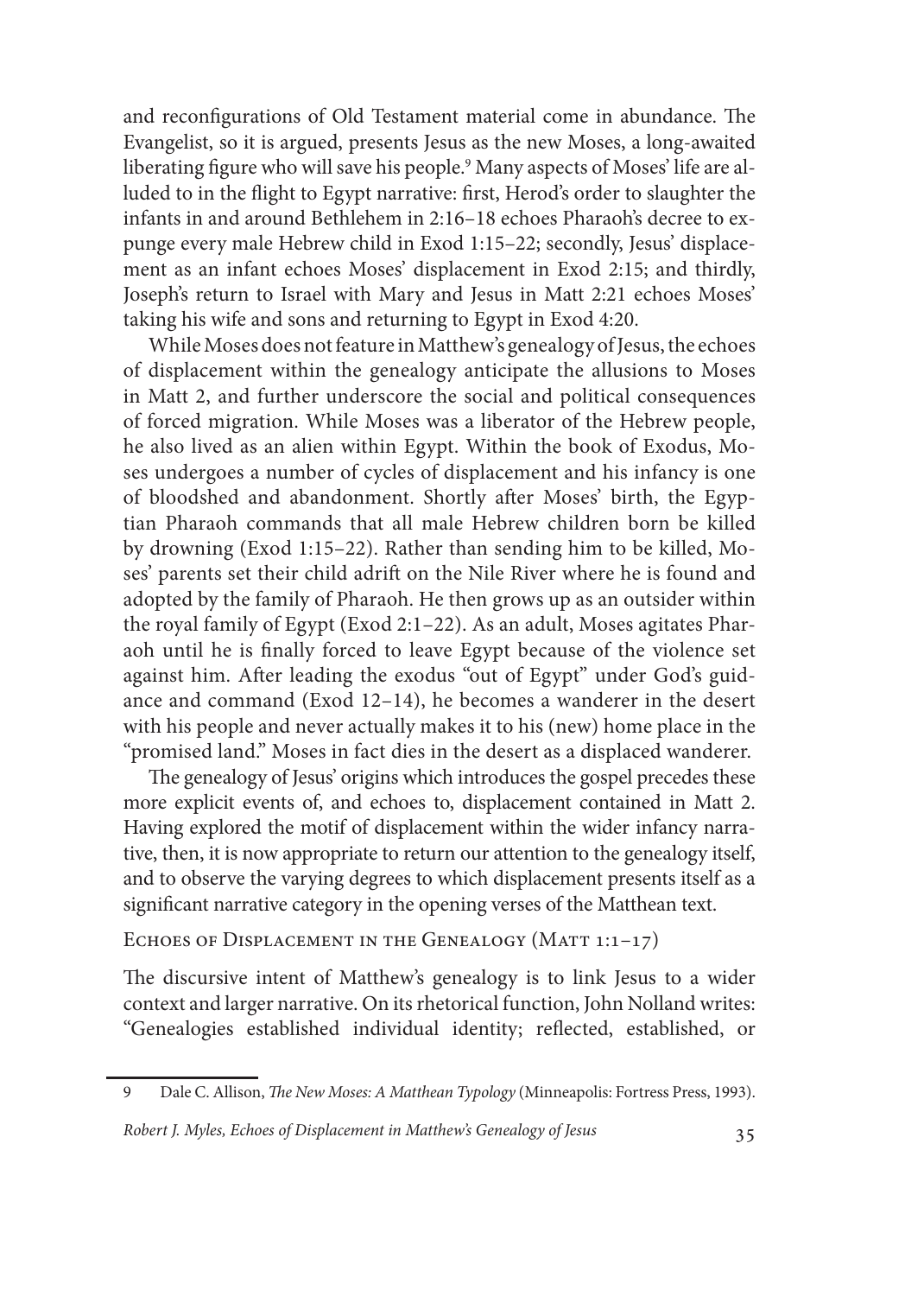and reconfigurations of Old Testament material come in abundance. The Evangelist, so it is argued, presents Jesus as the new Moses, a long-awaited liberating figure who will save his people.[9] Many aspects of Moses' life are alluded to in the flight to Egypt narrative: first, Herod's order to slaughter the infants in and around Bethlehem in 2:16–18 echoes Pharaoh's decree to expunge every male Hebrew child in Exod 1:15–22; secondly, Jesus' displacement as an infant echoes Moses' displacement in Exod 2:15; and thirdly, Joseph's return to Israel with Mary and Jesus in Matt 2:21 echoes Moses' taking his wife and sons and returning to Egypt in Exod 4:20.

While Moses does not feature in Matthew's genealogy of Jesus, the echoes of displacement within the genealogy anticipate the allusions to Moses in Matt 2, and further underscore the social and political consequences of forced migration. While Moses was a liberator of the Hebrew people, he also lived as an alien within Egypt. Within the book of Exodus, Moses undergoes a number of cycles of displacement and his infancy is one of bloodshed and abandonment. Shortly after Moses' birth, the Egyptian Pharaoh commands that all male Hebrew children born be killed by drowning (Exod 1:15–22). Rather than sending him to be killed, Moses' parents set their child adrift on the Nile River where he is found and adopted by the family of Pharaoh. He then grows up as an outsider within the royal family of Egypt (Exod 2:1–22). As an adult, Moses agitates Pharaoh until he is finally forced to leave Egypt because of the violence set against him. After leading the exodus "out of Egypt" under God's guidance and command (Exod 12–14), he becomes a wanderer in the desert with his people and never actually makes it to his (new) home place in the "promised land." Moses in fact dies in the desert as a displaced wanderer.

The genealogy of Jesus' origins which introduces the gospel precedes these more explicit events of, and echoes to, displacement contained in Matt 2. Having explored the motif of displacement within the wider infancy narrative, then, it is now appropriate to return our attention to the genealogy itself, and to observe the varying degrees to which displacement presents itself as a significant narrative category in the opening verses of the Matthean text.

## Echoes of Displacement in the Genealogy (Matt 1:1–17)

The discursive intent of Matthew's genealogy is to link Jesus to a wider context and larger narrative. On its rhetorical function, John Nolland writes: "Genealogies established individual identity; reflected, established, or

---

9 Dale C. Allison, *The New Moses: A Matthean Typology* (Minneapolis: Fortress Press, 1993).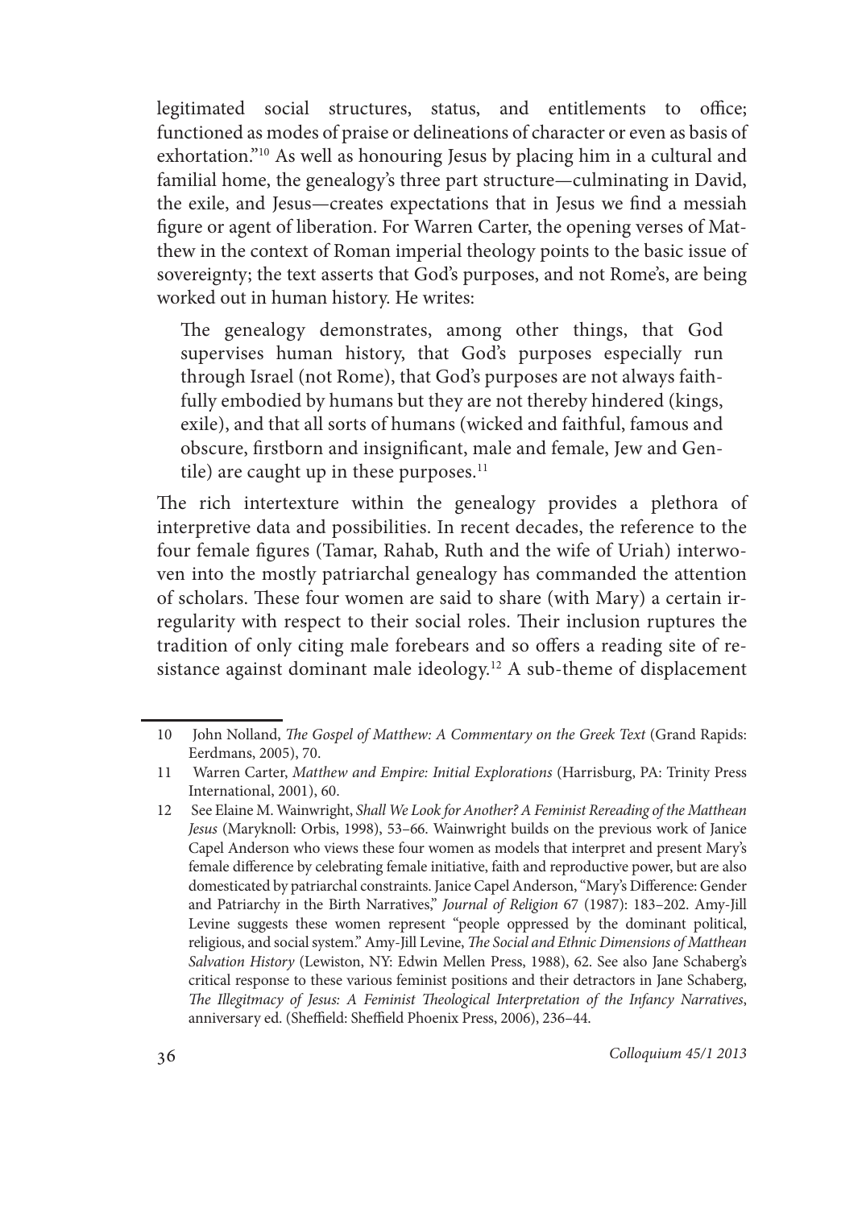legitimated social structures, status, and entitlements to office; functioned as modes of praise or delineations of character or even as basis of exhortation."[10] As well as honouring Jesus by placing him in a cultural and familial home, the genealogy's three part structure—culminating in David, the exile, and Jesus—creates expectations that in Jesus we find a messiah figure or agent of liberation. For Warren Carter, the opening verses of Matthew in the context of Roman imperial theology points to the basic issue of sovereignty; the text asserts that God's purposes, and not Rome's, are being worked out in human history. He writes:

> The genealogy demonstrates, among other things, that God supervises human history, that God's purposes especially run through Israel (not Rome), that God's purposes are not always faithfully embodied by humans but they are not thereby hindered (kings, exile), and that all sorts of humans (wicked and faithful, famous and obscure, firstborn and insignificant, male and female, Jew and Gentile) are caught up in these purposes.[11]

The rich intertexture within the genealogy provides a plethora of interpretive data and possibilities. In recent decades, the reference to the four female figures (Tamar, Rahab, Ruth and the wife of Uriah) interwoven into the mostly patriarchal genealogy has commanded the attention of scholars. These four women are said to share (with Mary) a certain irregularity with respect to their social roles. Their inclusion ruptures the tradition of only citing male forebears and so offers a reading site of resistance against dominant male ideology.[12] A sub-theme of displacement

---

10 John Nolland, *The Gospel of Matthew: A Commentary on the Greek Text* (Grand Rapids: Eerdmans, 2005), 70.

11 Warren Carter, *Matthew and Empire: Initial Explorations* (Harrisburg, PA: Trinity Press International, 2001), 60.

12 See Elaine M. Wainwright, *Shall We Look for Another? A Feminist Rereading of the Matthean Jesus* (Maryknoll: Orbis, 1998), 53–66. Wainwright builds on the previous work of Janice Capel Anderson who views these four women as models that interpret and present Mary's female difference by celebrating female initiative, faith and reproductive power, but are also domesticated by patriarchal constraints. Janice Capel Anderson, "Mary's Difference: Gender and Patriarchy in the Birth Narratives," *Journal of Religion* 67 (1987): 183–202. Amy-Jill Levine suggests these women represent "people oppressed by the dominant political, religious, and social system." Amy-Jill Levine, *The Social and Ethnic Dimensions of Matthean Salvation History* (Lewiston, NY: Edwin Mellen Press, 1988), 62. See also Jane Schaberg's critical response to these various feminist positions and their detractors in Jane Schaberg, *The Illegitmacy of Jesus: A Feminist Theological Interpretation of the Infancy Narratives*, anniversary ed. (Sheffield: Sheffield Phoenix Press, 2006), 236–44.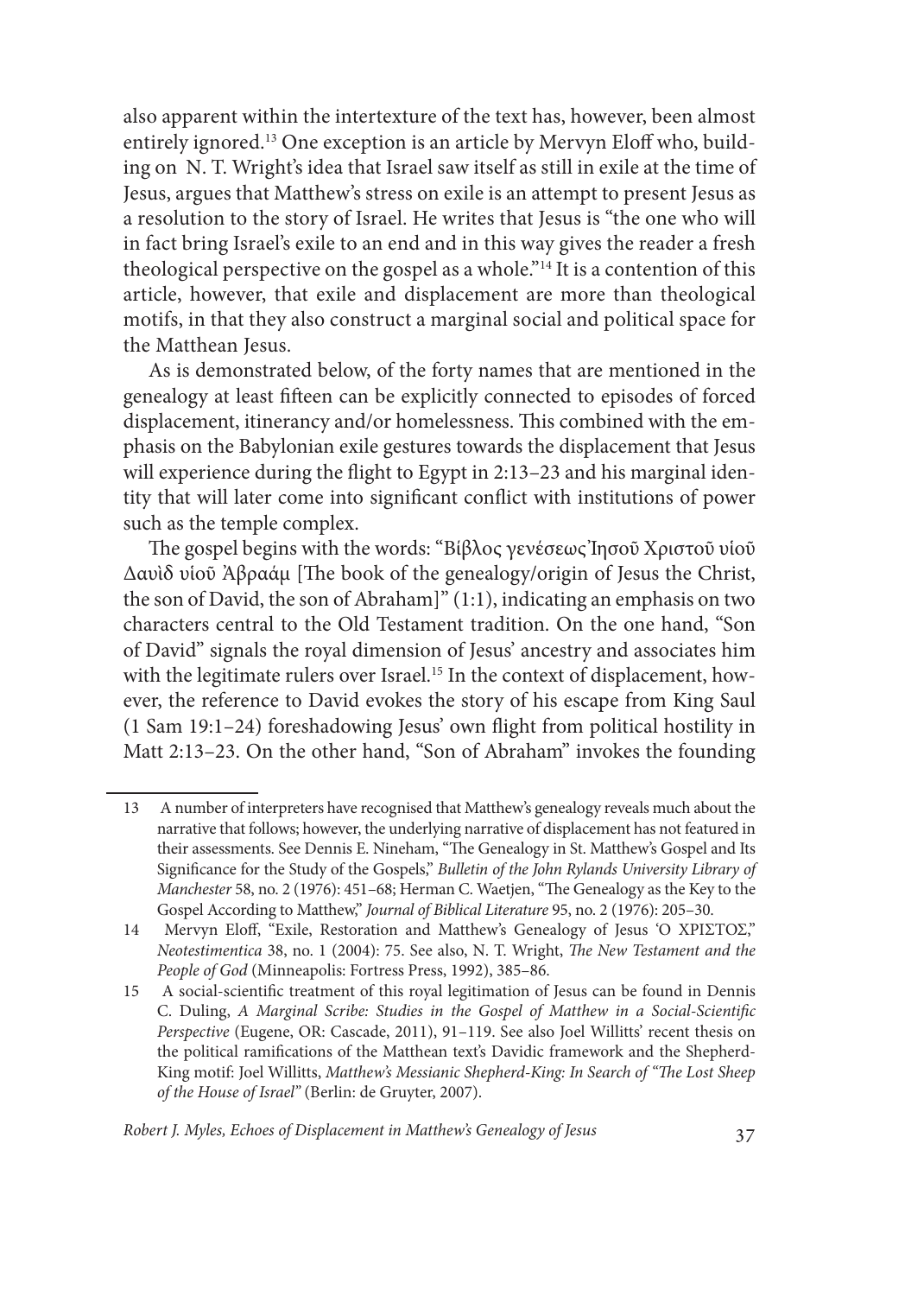also apparent within the intertexture of the text has, however, been almost entirely ignored.[13] One exception is an article by Mervyn Eloff who, building on N. T. Wright's idea that Israel saw itself as still in exile at the time of Jesus, argues that Matthew's stress on exile is an attempt to present Jesus as a resolution to the story of Israel. He writes that Jesus is "the one who will in fact bring Israel's exile to an end and in this way gives the reader a fresh theological perspective on the gospel as a whole."[14] It is a contention of this article, however, that exile and displacement are more than theological motifs, in that they also construct a marginal social and political space for the Matthean Jesus.

As is demonstrated below, of the forty names that are mentioned in the genealogy at least fifteen can be explicitly connected to episodes of forced displacement, itinerancy and/or homelessness. This combined with the emphasis on the Babylonian exile gestures towards the displacement that Jesus will experience during the flight to Egypt in 2:13–23 and his marginal identity that will later come into significant conflict with institutions of power such as the temple complex.

The gospel begins with the words: "Βίβλος γενέσεως Ἰησοῦ Χριστοῦ υἱοῦ Δαυὶδ υἱοῦ Ἀβραάμ [The book of the genealogy/origin of Jesus the Christ, the son of David, the son of Abraham]" (1:1), indicating an emphasis on two characters central to the Old Testament tradition. On the one hand, "Son of David" signals the royal dimension of Jesus' ancestry and associates him with the legitimate rulers over Israel.[15] In the context of displacement, however, the reference to David evokes the story of his escape from King Saul (1 Sam 19:1–24) foreshadowing Jesus' own flight from political hostility in Matt 2:13–23. On the other hand, "Son of Abraham" invokes the founding

---

13 A number of interpreters have recognised that Matthew's genealogy reveals much about the narrative that follows; however, the underlying narrative of displacement has not featured in their assessments. See Dennis E. Nineham, "The Genealogy in St. Matthew's Gospel and Its Significance for the Study of the Gospels," *Bulletin of the John Rylands University Library of Manchester* 58, no. 2 (1976): 451–68; Herman C. Waetjen, "The Genealogy as the Key to the Gospel According to Matthew," *Journal of Biblical Literature* 95, no. 2 (1976): 205–30.

14 Mervyn Eloff, "Exile, Restoration and Matthew's Genealogy of Jesus 'Ο ΧΡΙΣΤΟΣ,'" *Neotestimentica* 38, no. 1 (2004): 75. See also, N. T. Wright, *The New Testament and the People of God* (Minneapolis: Fortress Press, 1992), 385–86.

15 A social-scientific treatment of this royal legitimation of Jesus can be found in Dennis C. Duling, *A Marginal Scribe: Studies in the Gospel of Matthew in a Social-Scientific Perspective* (Eugene, OR: Cascade, 2011), 91–119. See also Joel Willitts' recent thesis on the political ramifications of the Matthean text's Davidic framework and the Shepherd-King motif: Joel Willitts, *Matthew's Messianic Shepherd-King: In Search of "The Lost Sheep of the House of Israel"* (Berlin: de Gruyter, 2007).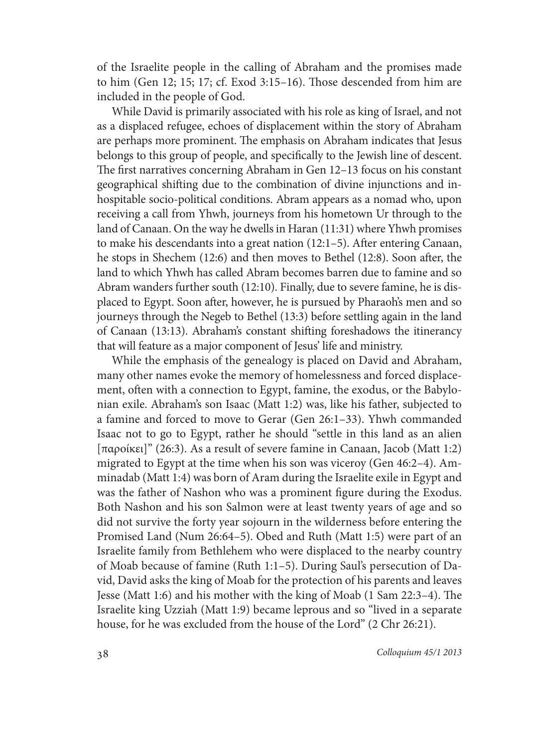of the Israelite people in the calling of Abraham and the promises made to him (Gen 12; 15; 17; cf. Exod 3:15–16). Those descended from him are included in the people of God.

While David is primarily associated with his role as king of Israel, and not as a displaced refugee, echoes of displacement within the story of Abraham are perhaps more prominent. The emphasis on Abraham indicates that Jesus belongs to this group of people, and specifically to the Jewish line of descent. The first narratives concerning Abraham in Gen 12–13 focus on his constant geographical shifting due to the combination of divine injunctions and inhospitable socio-political conditions. Abram appears as a nomad who, upon receiving a call from Yhwh, journeys from his hometown Ur through to the land of Canaan. On the way he dwells in Haran (11:31) where Yhwh promises to make his descendants into a great nation (12:1–5). After entering Canaan, he stops in Shechem (12:6) and then moves to Bethel (12:8). Soon after, the land to which Yhwh has called Abram becomes barren due to famine and so Abram wanders further south (12:10). Finally, due to severe famine, he is displaced to Egypt. Soon after, however, he is pursued by Pharaoh's men and so journeys through the Negeb to Bethel (13:3) before settling again in the land of Canaan (13:13). Abraham's constant shifting foreshadows the itinerancy that will feature as a major component of Jesus' life and ministry.

While the emphasis of the genealogy is placed on David and Abraham, many other names evoke the memory of homelessness and forced displacement, often with a connection to Egypt, famine, the exodus, or the Babylonian exile. Abraham's son Isaac (Matt 1:2) was, like his father, subjected to a famine and forced to move to Gerar (Gen 26:1–33). Yhwh commanded Isaac not to go to Egypt, rather he should "settle in this land as an alien [παροίκει]" (26:3). As a result of severe famine in Canaan, Jacob (Matt 1:2) migrated to Egypt at the time when his son was viceroy (Gen 46:2–4). Amminadab (Matt 1:4) was born of Aram during the Israelite exile in Egypt and was the father of Nashon who was a prominent figure during the Exodus. Both Nashon and his son Salmon were at least twenty years of age and so did not survive the forty year sojourn in the wilderness before entering the Promised Land (Num 26:64–5). Obed and Ruth (Matt 1:5) were part of an Israelite family from Bethlehem who were displaced to the nearby country of Moab because of famine (Ruth 1:1–5). During Saul's persecution of David, David asks the king of Moab for the protection of his parents and leaves Jesse (Matt 1:6) and his mother with the king of Moab (1 Sam 22:3–4). The Israelite king Uzziah (Matt 1:9) became leprous and so "lived in a separate house, for he was excluded from the house of the Lord" (2 Chr 26:21).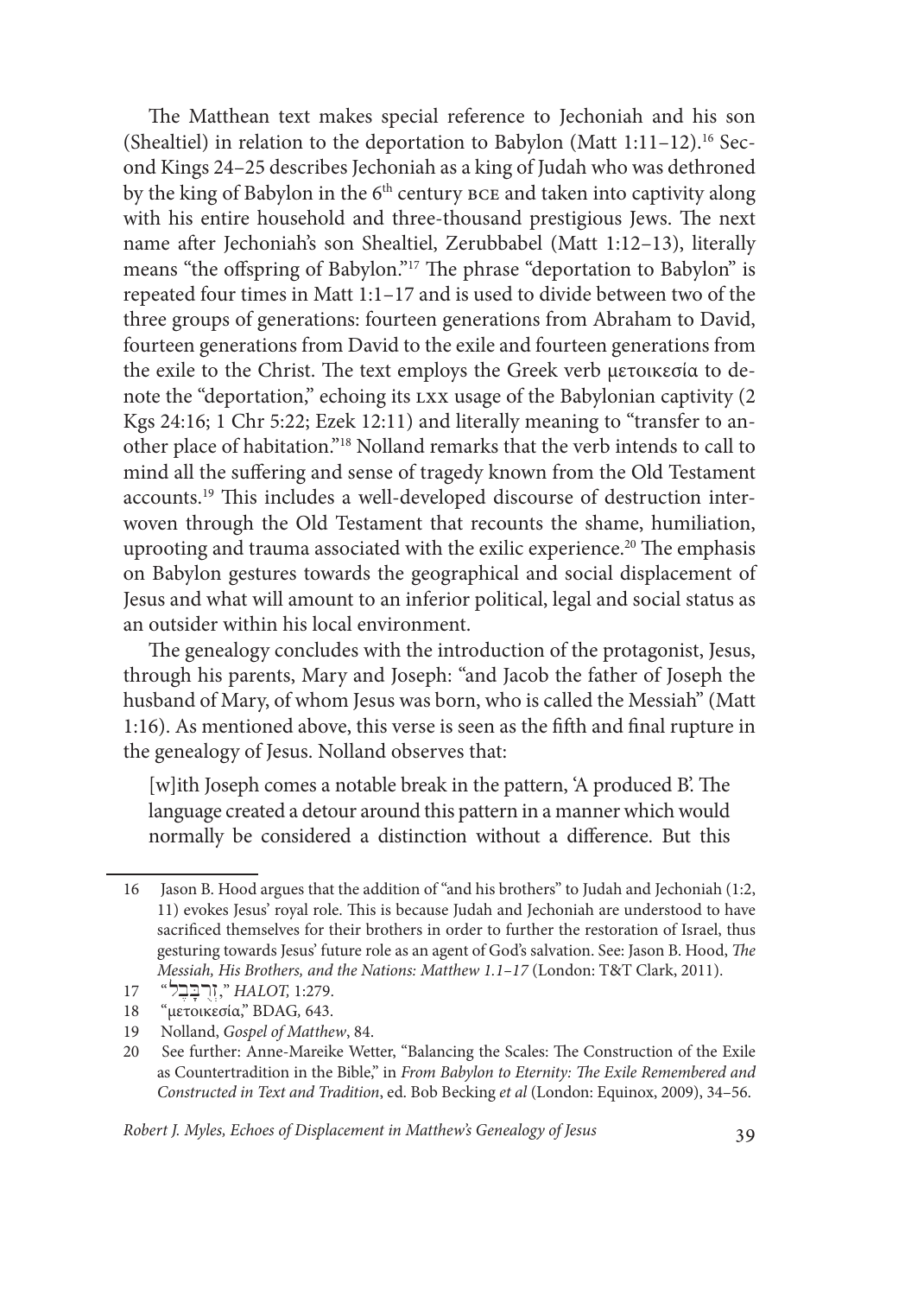The Matthean text makes special reference to Jechoniah and his son (Shealtiel) in relation to the deportation to Babylon (Matt 1:11–12).[16] Second Kings 24–25 describes Jechoniah as a king of Judah who was dethroned by the king of Babylon in the 6th century BCE and taken into captivity along with his entire household and three-thousand prestigious Jews. The next name after Jechoniah's son Shealtiel, Zerubbabel (Matt 1:12–13), literally means "the offspring of Babylon."[17] The phrase "deportation to Babylon" is repeated four times in Matt 1:1–17 and is used to divide between two of the three groups of generations: fourteen generations from Abraham to David, fourteen generations from David to the exile and fourteen generations from the exile to the Christ. The text employs the Greek verb μετοικεσία to denote the "deportation," echoing its LXX usage of the Babylonian captivity (2 Kgs 24:16; 1 Chr 5:22; Ezek 12:11) and literally meaning to "transfer to another place of habitation."[18] Nolland remarks that the verb intends to call to mind all the suffering and sense of tragedy known from the Old Testament accounts.[19] This includes a well-developed discourse of destruction interwoven through the Old Testament that recounts the shame, humiliation, uprooting and trauma associated with the exilic experience.[20] The emphasis on Babylon gestures towards the geographical and social displacement of Jesus and what will amount to an inferior political, legal and social status as an outsider within his local environment.

The genealogy concludes with the introduction of the protagonist, Jesus, through his parents, Mary and Joseph: "and Jacob the father of Joseph the husband of Mary, of whom Jesus was born, who is called the Messiah" (Matt 1:16). As mentioned above, this verse is seen as the fifth and final rupture in the genealogy of Jesus. Nolland observes that:

> [w]ith Joseph comes a notable break in the pattern, 'A produced B'. The language created a detour around this pattern in a manner which would normally be considered a distinction without a difference. But this

---

16 Jason B. Hood argues that the addition of "and his brothers" to Judah and Jechoniah (1:2, 11) evokes Jesus' royal role. This is because Judah and Jechoniah are understood to have sacrificed themselves for their brothers in order to further the restoration of Israel, thus gesturing towards Jesus' future role as an agent of God's salvation. See: Jason B. Hood, *The Messiah, His Brothers, and the Nations: Matthew 1.1–17* (London: T&T Clark, 2011).

17 "זְרֻבָּבֶל," *HALOT,* 1:279.

18 "μετοικεσία," BDAG, 643.

19 Nolland, *Gospel of Matthew*, 84.

20 See further: Anne-Mareike Wetter, "Balancing the Scales: The Construction of the Exile as Countertradition in the Bible," in *From Babylon to Eternity: The Exile Remembered and Constructed in Text and Tradition*, ed. Bob Becking *et al* (London: Equinox, 2009), 34–56.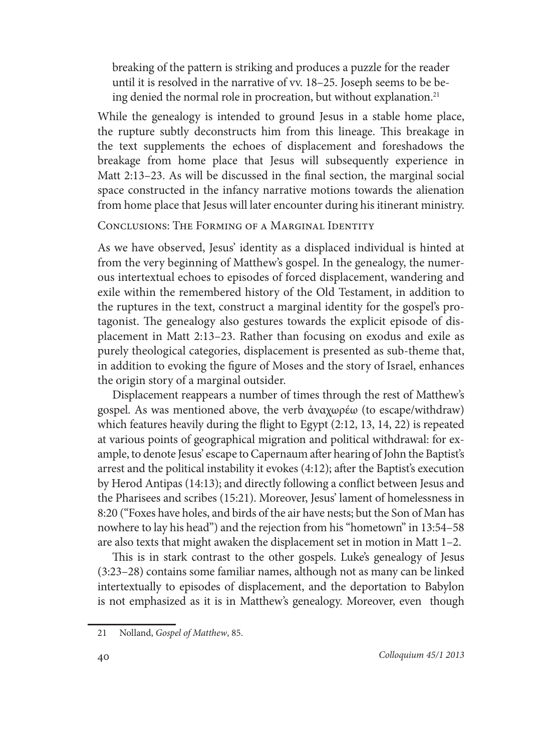breaking of the pattern is striking and produces a puzzle for the reader until it is resolved in the narrative of vv. 18–25. Joseph seems to be being denied the normal role in procreation, but without explanation.[21]

While the genealogy is intended to ground Jesus in a stable home place, the rupture subtly deconstructs him from this lineage. This breakage in the text supplements the echoes of displacement and foreshadows the breakage from home place that Jesus will subsequently experience in Matt 2:13–23. As will be discussed in the final section, the marginal social space constructed in the infancy narrative motions towards the alienation from home place that Jesus will later encounter during his itinerant ministry.

## Conclusions: The Forming of a Marginal Identity

As we have observed, Jesus' identity as a displaced individual is hinted at from the very beginning of Matthew's gospel. In the genealogy, the numerous intertextual echoes to episodes of forced displacement, wandering and exile within the remembered history of the Old Testament, in addition to the ruptures in the text, construct a marginal identity for the gospel's protagonist. The genealogy also gestures towards the explicit episode of displacement in Matt 2:13–23. Rather than focusing on exodus and exile as purely theological categories, displacement is presented as sub-theme that, in addition to evoking the figure of Moses and the story of Israel, enhances the origin story of a marginal outsider.

Displacement reappears a number of times through the rest of Matthew's gospel. As was mentioned above, the verb ἀναχωρέω (to escape/withdraw) which features heavily during the flight to Egypt (2:12, 13, 14, 22) is repeated at various points of geographical migration and political withdrawal: for example, to denote Jesus' escape to Capernaum after hearing of John the Baptist's arrest and the political instability it evokes (4:12); after the Baptist's execution by Herod Antipas (14:13); and directly following a conflict between Jesus and the Pharisees and scribes (15:21). Moreover, Jesus' lament of homelessness in 8:20 ("Foxes have holes, and birds of the air have nests; but the Son of Man has nowhere to lay his head") and the rejection from his "hometown" in 13:54–58 are also texts that might awaken the displacement set in motion in Matt 1–2.

This is in stark contrast to the other gospels. Luke's genealogy of Jesus (3:23–28) contains some familiar names, although not as many can be linked intertextually to episodes of displacement, and the deportation to Babylon is not emphasized as it is in Matthew's genealogy. Moreover, even though

---

21 Nolland, *Gospel of Matthew*, 85.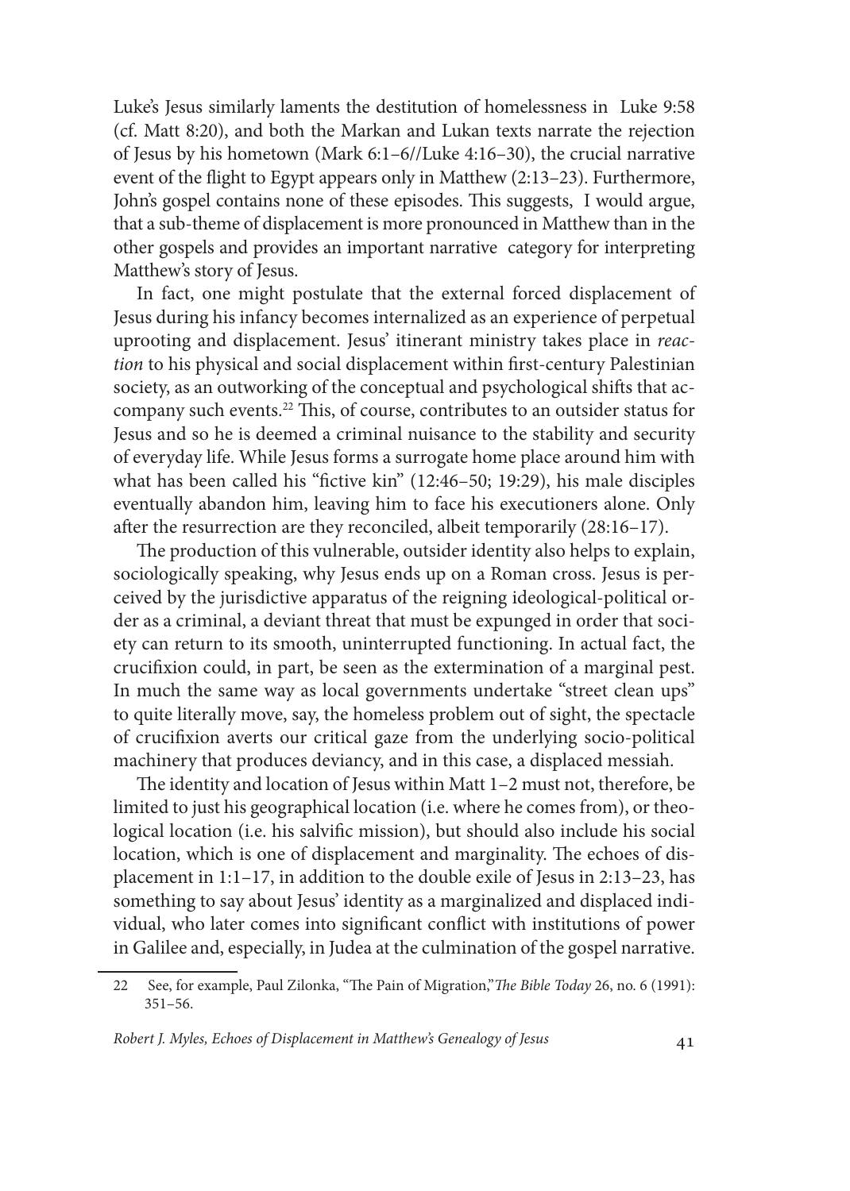Luke's Jesus similarly laments the destitution of homelessness in Luke 9:58 (cf. Matt 8:20), and both the Markan and Lukan texts narrate the rejection of Jesus by his hometown (Mark 6:1–6//Luke 4:16–30), the crucial narrative event of the flight to Egypt appears only in Matthew (2:13–23). Furthermore, John's gospel contains none of these episodes. This suggests, I would argue, that a sub-theme of displacement is more pronounced in Matthew than in the other gospels and provides an important narrative category for interpreting Matthew's story of Jesus.

In fact, one might postulate that the external forced displacement of Jesus during his infancy becomes internalized as an experience of perpetual uprooting and displacement. Jesus' itinerant ministry takes place in *reaction* to his physical and social displacement within first-century Palestinian society, as an outworking of the conceptual and psychological shifts that accompany such events.[22] This, of course, contributes to an outsider status for Jesus and so he is deemed a criminal nuisance to the stability and security of everyday life. While Jesus forms a surrogate home place around him with what has been called his "fictive kin" (12:46–50; 19:29), his male disciples eventually abandon him, leaving him to face his executioners alone. Only after the resurrection are they reconciled, albeit temporarily (28:16–17).

The production of this vulnerable, outsider identity also helps to explain, sociologically speaking, why Jesus ends up on a Roman cross. Jesus is perceived by the jurisdictive apparatus of the reigning ideological-political order as a criminal, a deviant threat that must be expunged in order that society can return to its smooth, uninterrupted functioning. In actual fact, the crucifixion could, in part, be seen as the extermination of a marginal pest. In much the same way as local governments undertake "street clean ups" to quite literally move, say, the homeless problem out of sight, the spectacle of crucifixion averts our critical gaze from the underlying socio-political machinery that produces deviancy, and in this case, a displaced messiah.

The identity and location of Jesus within Matt 1–2 must not, therefore, be limited to just his geographical location (i.e. where he comes from), or theological location (i.e. his salvific mission), but should also include his social location, which is one of displacement and marginality. The echoes of displacement in 1:1–17, in addition to the double exile of Jesus in 2:13–23, has something to say about Jesus' identity as a marginalized and displaced individual, who later comes into significant conflict with institutions of power in Galilee and, especially, in Judea at the culmination of the gospel narrative.

22 See, for example, Paul Zilonka, "The Pain of Migration," *The Bible Today* 26, no. 6 (1991): 351–56.